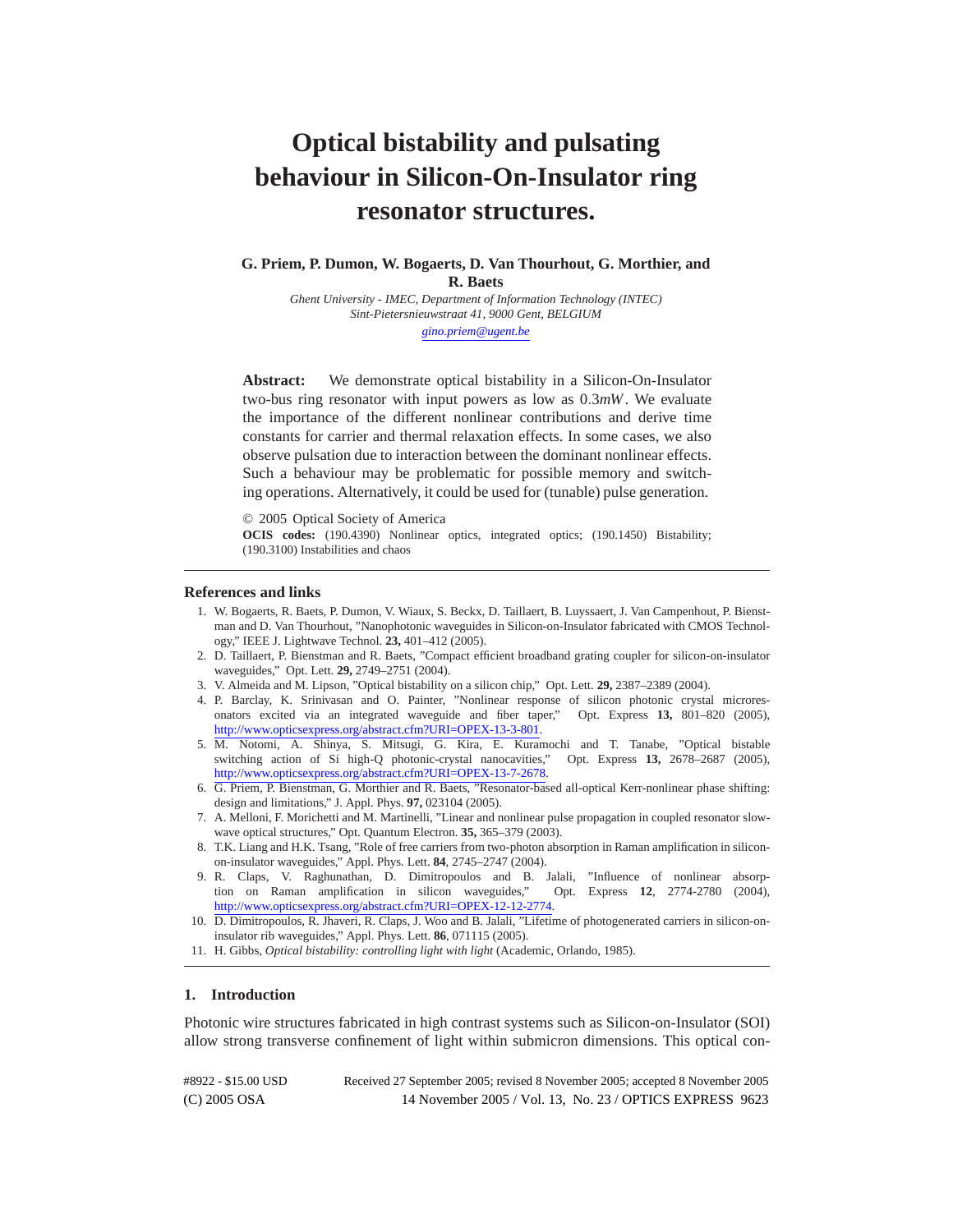# Optical bistability and pulsating behaviour in Silicon-On-Insulator ring resonator structures.

**G. Priem, P. Dumon, W. Bogaerts, D. Van Thourhout, G. Morthier, and R. Baets**

*Ghent University - IMEC, Department of Information Technology (INTEC)*
*Sint-Pietersnieuwstraat 41, 9000 Gent, BELGIUM*
*gino.priem@ugent.be*

**Abstract:** We demonstrate optical bistability in a Silicon-On-Insulator two-bus ring resonator with input powers as low as $0.3mW$. We evaluate the importance of the different nonlinear contributions and derive time constants for carrier and thermal relaxation effects. In some cases, we also observe pulsation due to interaction between the dominant nonlinear effects. Such a behaviour may be problematic for possible memory and switching operations. Alternatively, it could be used for (tunable) pulse generation.

© 2005 Optical Society of America

**OCIS codes:** (190.4390) Nonlinear optics, integrated optics; (190.1450) Bistability; (190.3100) Instabilities and chaos

## References and links

1. W. Bogaerts, R. Baets, P. Dumon, V. Wiaux, S. Beckx, D. Taillaert, B. Luyssaert, J. Van Campenhout, P. Bienstman and D. Van Thourhout, "Nanophotonic waveguides in Silicon-on-Insulator fabricated with CMOS Technology," IEEE J. Lightwave Technol. **23,** 401–412 (2005).
2. D. Taillaert, P. Bienstman and R. Baets, "Compact efficient broadband grating coupler for silicon-on-insulator waveguides," Opt. Lett. **29,** 2749–2751 (2004).
3. V. Almeida and M. Lipson, "Optical bistability on a silicon chip," Opt. Lett. **29,** 2387–2389 (2004).
4. P. Barclay, K. Srinivasan and O. Painter, "Nonlinear response of silicon photonic crystal microresonators excited via an integrated waveguide and fiber taper," Opt. Express **13,** 801–820 (2005), http://www.opticsexpress.org/abstract.cfm?URI=OPEX-13-3-801.
5. M. Notomi, A. Shinya, S. Mitsugi, G. Kira, E. Kuramochi and T. Tanabe, "Optical bistable switching action of Si high-Q photonic-crystal nanocavities," Opt. Express **13,** 2678–2687 (2005), http://www.opticsexpress.org/abstract.cfm?URI=OPEX-13-7-2678.
6. G. Priem, P. Bienstman, G. Morthier and R. Baets, "Resonator-based all-optical Kerr-nonlinear phase shifting: design and limitations," J. Appl. Phys. **97,** 023104 (2005).
7. A. Melloni, F. Morichetti and M. Martinelli, "Linear and nonlinear pulse propagation in coupled resonator slow-wave optical structures," Opt. Quantum Electron. **35,** 365–379 (2003).
8. T.K. Liang and H.K. Tsang, "Role of free carriers from two-photon absorption in Raman amplification in silicon-on-insulator waveguides," Appl. Phys. Lett. **84**, 2745–2747 (2004).
9. R. Claps, V. Raghunathan, D. Dimitropoulos and B. Jalali, "Influence of nonlinear absorption on Raman amplification in silicon waveguides," Opt. Express **12**, 2774-2780 (2004), http://www.opticsexpress.org/abstract.cfm?URI=OPEX-12-12-2774.
10. D. Dimitropoulos, R. Jhaveri, R. Claps, J. Woo and B. Jalali, "Lifetime of photogenerated carriers in silicon-on-insulator rib waveguides," Appl. Phys. Lett. **86**, 071115 (2005).
11. H. Gibbs, *Optical bistability: controlling light with light* (Academic, Orlando, 1985).

## 1. Introduction

Photonic wire structures fabricated in high contrast systems such as Silicon-on-Insulator (SOI) allow strong transverse confinement of light within submicron dimensions. This optical con-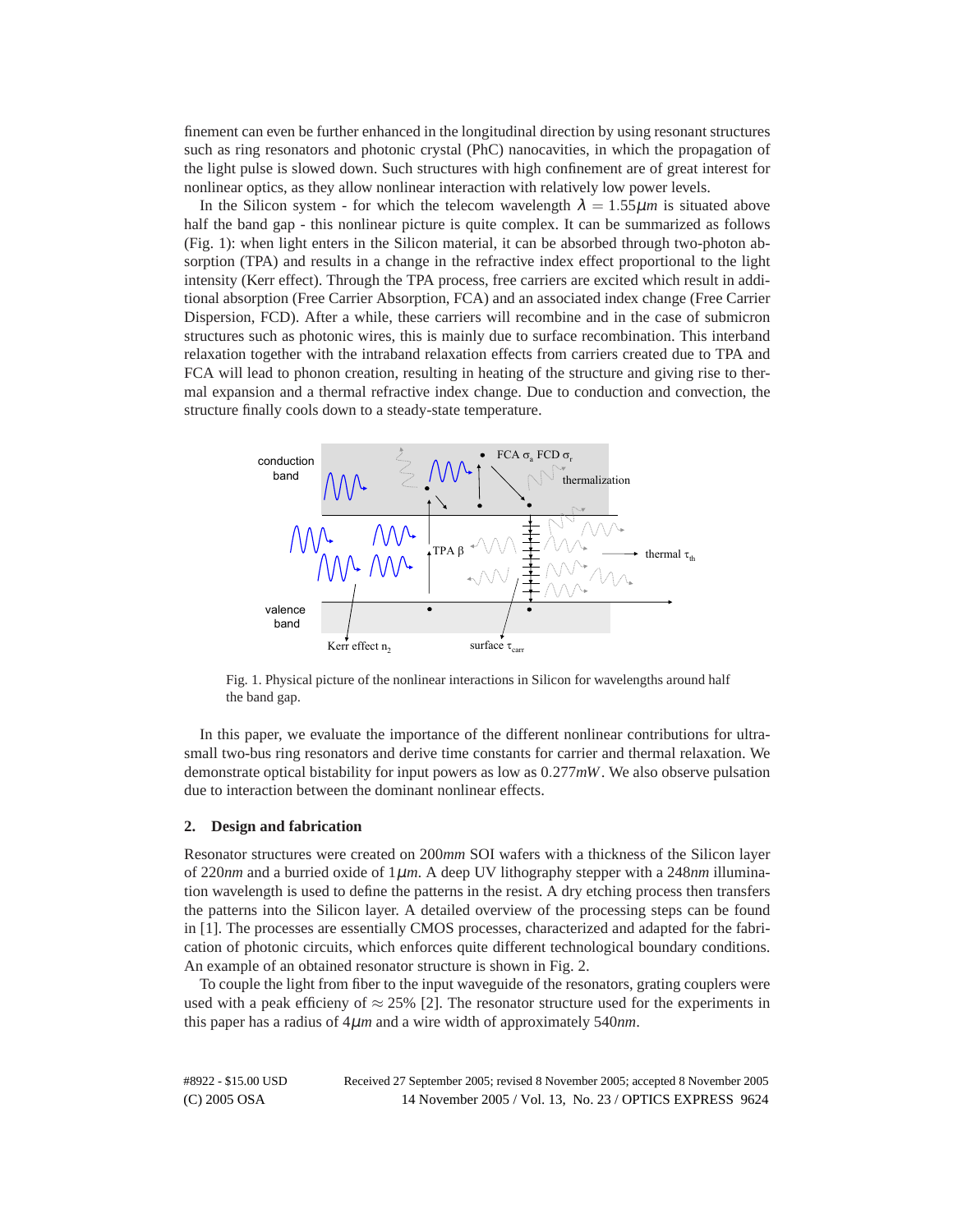finement can even be further enhanced in the longitudinal direction by using resonant structures such as ring resonators and photonic crystal (PhC) nanocavities, in which the propagation of the light pulse is slowed down. Such structures with high confinement are of great interest for nonlinear optics, as they allow nonlinear interaction with relatively low power levels.

In the Silicon system - for which the telecom wavelength $\lambda = 1.55\mu m$ is situated above half the band gap - this nonlinear picture is quite complex. It can be summarized as follows (Fig. 1): when light enters in the Silicon material, it can be absorbed through two-photon absorption (TPA) and results in a change in the refractive index effect proportional to the light intensity (Kerr effect). Through the TPA process, free carriers are excited which result in additional absorption (Free Carrier Absorption, FCA) and an associated index change (Free Carrier Dispersion, FCD). After a while, these carriers will recombine and in the case of submicron structures such as photonic wires, this is mainly due to surface recombination. This interband relaxation together with the intraband relaxation effects from carriers created due to TPA and FCA will lead to phonon creation, resulting in heating of the structure and giving rise to thermal expansion and a thermal refractive index change. Due to conduction and convection, the structure finally cools down to a steady-state temperature.

Fig. 1. Physical picture of the nonlinear interactions in Silicon for wavelengths around half the band gap.

In this paper, we evaluate the importance of the different nonlinear contributions for ultra-small two-bus ring resonators and derive time constants for carrier and thermal relaxation. We demonstrate optical bistability for input powers as low as $0.277mW$. We also observe pulsation due to interaction between the dominant nonlinear effects.

## 2. Design and fabrication

Resonator structures were created on $200mm$ SOI wafers with a thickness of the Silicon layer of $220nm$ and a burried oxide of $1\mu m$. A deep UV lithography stepper with a $248nm$ illumination wavelength is used to define the patterns in the resist. A dry etching process then transfers the patterns into the Silicon layer. A detailed overview of the processing steps can be found in [1]. The processes are essentially CMOS processes, characterized and adapted for the fabrication of photonic circuits, which enforces quite different technological boundary conditions. An example of an obtained resonator structure is shown in Fig. 2.

To couple the light from fiber to the input waveguide of the resonators, grating couplers were used with a peak efficieny of $\approx 25\%$ [2]. The resonator structure used for the experiments in this paper has a radius of $4\mu m$ and a wire width of approximately $540nm$.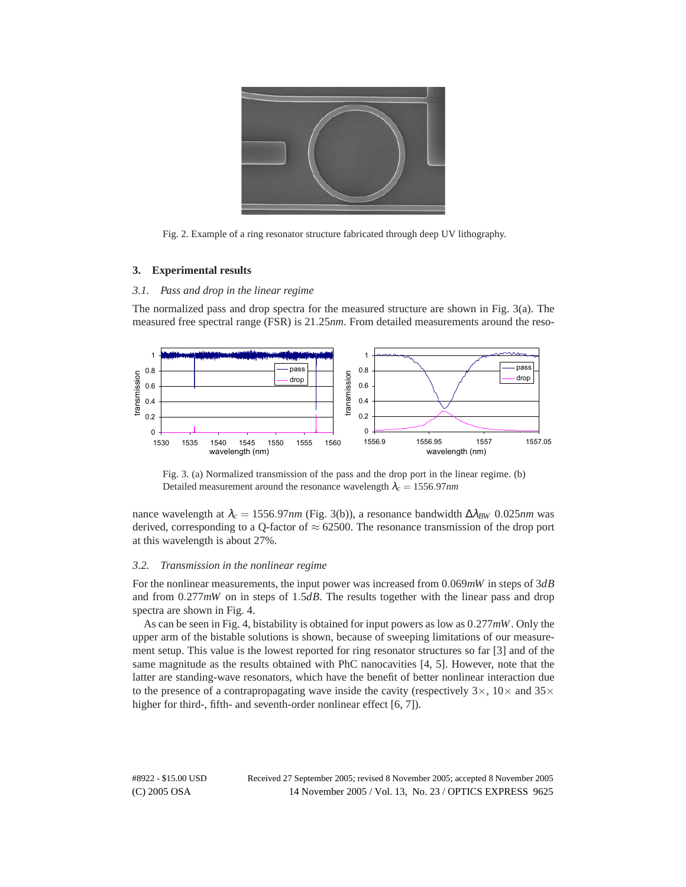Fig. 2. Example of a ring resonator structure fabricated through deep UV lithography.

## 3. Experimental results

### *3.1. Pass and drop in the linear regime*

The normalized pass and drop spectra for the measured structure are shown in Fig. 3(a). The measured free spectral range (FSR) is $21.25nm$. From detailed measurements around the resonance wavelength at $\lambda_c = 1556.97nm$ (Fig. 3(b)), a resonance bandwidth $\Delta\lambda_{BW}$ $0.025nm$ was derived, corresponding to a Q-factor of $\approx 62500$. The resonance transmission of the drop port at this wavelength is about 27%.

Fig. 3. (a) Normalized transmission of the pass and the drop port in the linear regime. (b) Detailed measurement around the resonance wavelength $\lambda_c = 1556.97nm$

### *3.2. Transmission in the nonlinear regime*

For the nonlinear measurements, the input power was increased from $0.069mW$ in steps of $3dB$ and from $0.277mW$ on in steps of $1.5dB$. The results together with the linear pass and drop spectra are shown in Fig. 4.

As can be seen in Fig. 4, bistability is obtained for input powers as low as $0.277mW$. Only the upper arm of the bistable solutions is shown, because of sweeping limitations of our measurement setup. This value is the lowest reported for ring resonator structures so far [3] and of the same magnitude as the results obtained with PhC nanocavities [4, 5]. However, note that the latter are standing-wave resonators, which have the benefit of better nonlinear interaction due to the presence of a contrapropagating wave inside the cavity (respectively $3\times$, $10\times$ and $35\times$ higher for third-, fifth- and seventh-order nonlinear effect [6, 7]).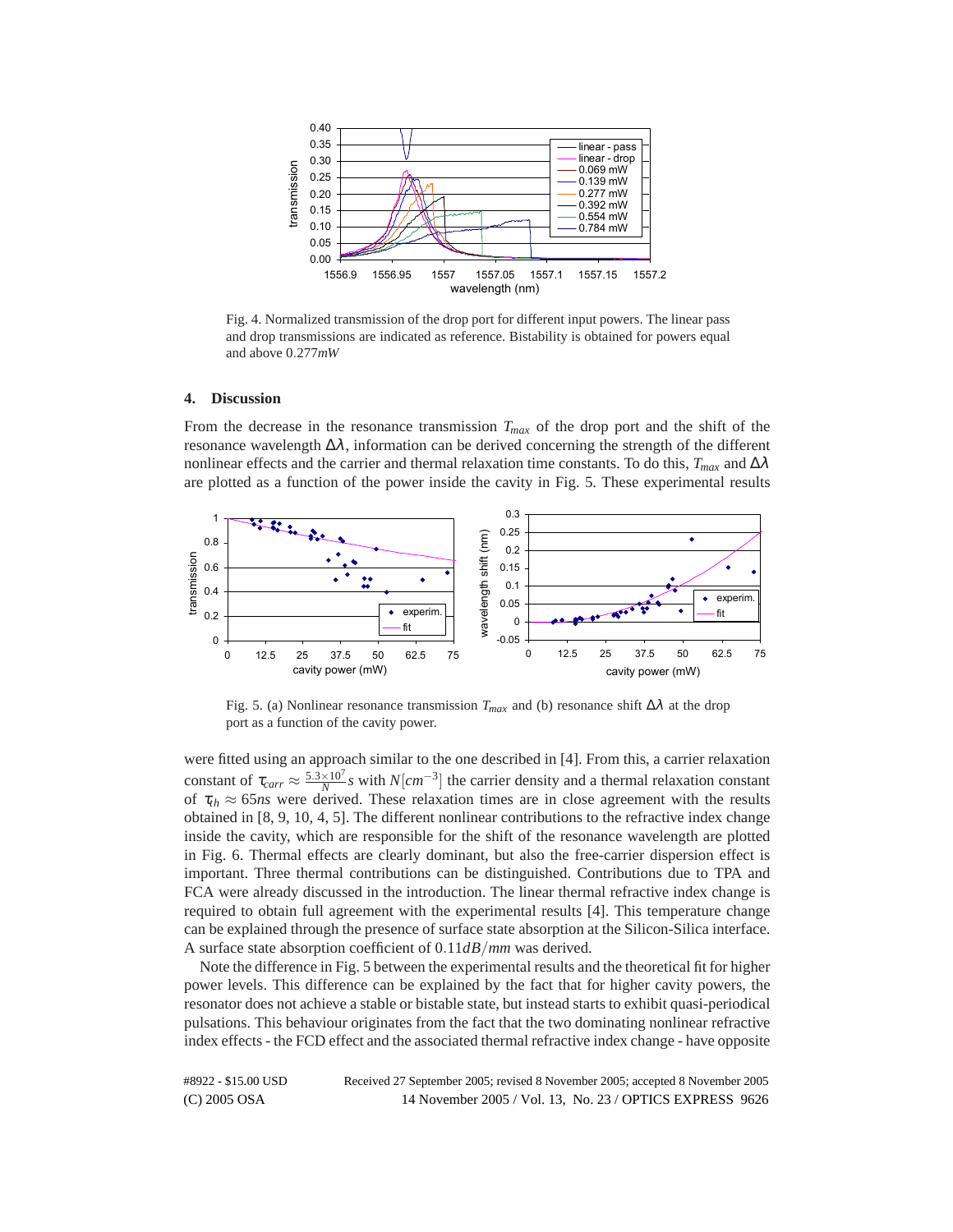Fig. 4. Normalized transmission of the drop port for different input powers. The linear pass and drop transmissions are indicated as reference. Bistability is obtained for powers equal and above $0.277mW$

## 4. Discussion

From the decrease in the resonance transmission $T_{max}$ of the drop port and the shift of the resonance wavelength $\Delta\lambda$, information can be derived concerning the strength of the different nonlinear effects and the carrier and thermal relaxation time constants. To do this, $T_{max}$ and $\Delta\lambda$ are plotted as a function of the power inside the cavity in Fig. 5. These experimental results

Fig. 5. (a) Nonlinear resonance transmission $T_{max}$ and (b) resonance shift $\Delta\lambda$ at the drop port as a function of the cavity power.

were fitted using an approach similar to the one described in [4]. From this, a carrier relaxation constant of $\tau_{carr} \approx \frac{5.3\times10^7}{N}s$ with $N[cm^{-3}]$ the carrier density and a thermal relaxation constant of $\tau_{th} \approx 65ns$ were derived. These relaxation times are in close agreement with the results obtained in [8, 9, 10, 4, 5]. The different nonlinear contributions to the refractive index change inside the cavity, which are responsible for the shift of the resonance wavelength are plotted in Fig. 6. Thermal effects are clearly dominant, but also the free-carrier dispersion effect is important. Three thermal contributions can be distinguished. Contributions due to TPA and FCA were already discussed in the introduction. The linear thermal refractive index change is required to obtain full agreement with the experimental results [4]. This temperature change can be explained through the presence of surface state absorption at the Silicon-Silica interface. A surface state absorption coefficient of $0.11dB/mm$ was derived.

Note the difference in Fig. 5 between the experimental results and the theoretical fit for higher power levels. This difference can be explained by the fact that for higher cavity powers, the resonator does not achieve a stable or bistable state, but instead starts to exhibit quasi-periodical pulsations. This behaviour originates from the fact that the two dominating nonlinear refractive index effects - the FCD effect and the associated thermal refractive index change - have opposite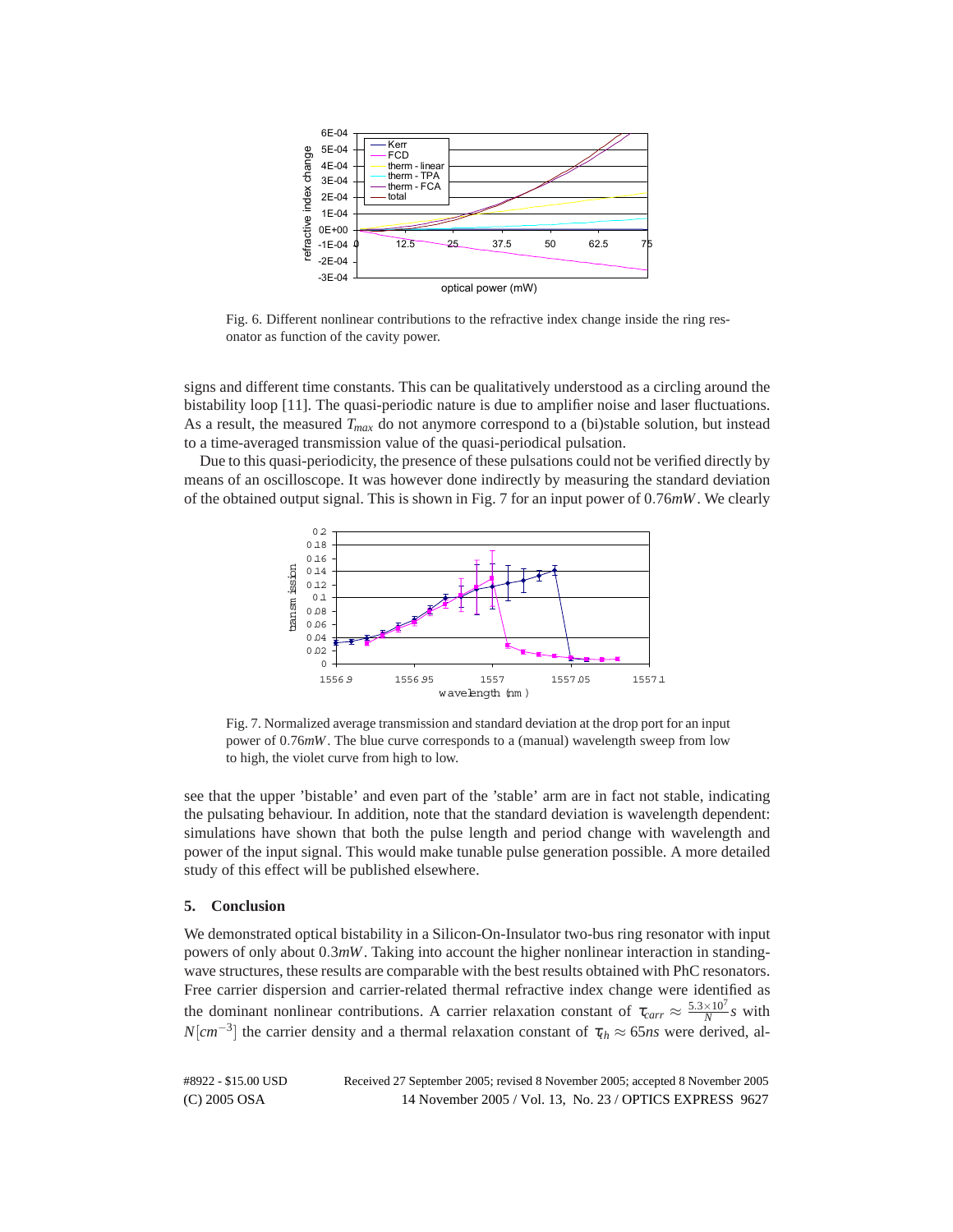Fig. 6. Different nonlinear contributions to the refractive index change inside the ring resonator as function of the cavity power.

signs and different time constants. This can be qualitatively understood as a circling around the bistability loop [11]. The quasi-periodic nature is due to amplifier noise and laser fluctuations. As a result, the measured $T_{max}$ do not anymore correspond to a (bi)stable solution, but instead to a time-averaged transmission value of the quasi-periodical pulsation.

Due to this quasi-periodicity, the presence of these pulsations could not be verified directly by means of an oscilloscope. It was however done indirectly by measuring the standard deviation of the obtained output signal. This is shown in Fig. 7 for an input power of $0.76mW$. We clearly

Fig. 7. Normalized average transmission and standard deviation at the drop port for an input power of $0.76mW$. The blue curve corresponds to a (manual) wavelength sweep from low to high, the violet curve from high to low.

see that the upper 'bistable' and even part of the 'stable' arm are in fact not stable, indicating the pulsating behaviour. In addition, note that the standard deviation is wavelength dependent: simulations have shown that both the pulse length and period change with wavelength and power of the input signal. This would make tunable pulse generation possible. A more detailed study of this effect will be published elsewhere.

## 5. Conclusion

We demonstrated optical bistability in a Silicon-On-Insulator two-bus ring resonator with input powers of only about $0.3mW$. Taking into account the higher nonlinear interaction in standing-wave structures, these results are comparable with the best results obtained with PhC resonators. Free carrier dispersion and carrier-related thermal refractive index change were identified as the dominant nonlinear contributions. A carrier relaxation constant of $\tau_{carr} \approx \frac{5.3\times10^7}{N}s$ with $N[cm^{-3}]$ the carrier density and a thermal relaxation constant of $\tau_{th} \approx 65ns$ were derived, al-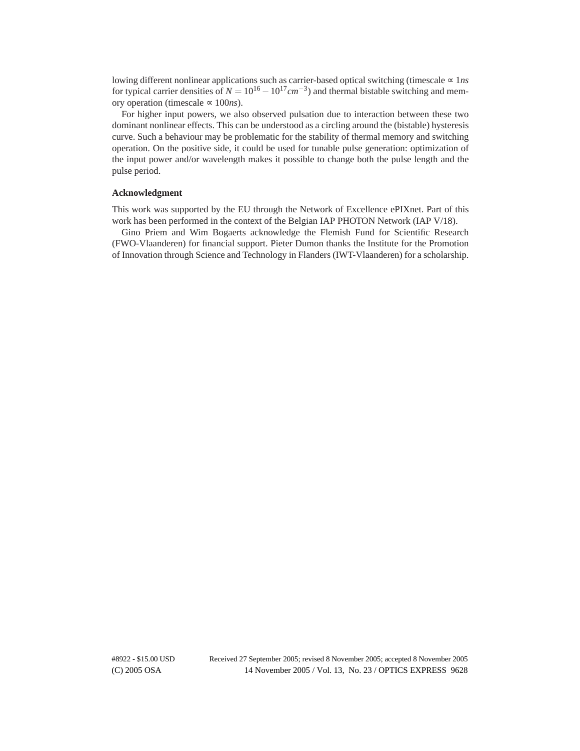lowing different nonlinear applications such as carrier-based optical switching (timescale $\propto 1ns$ for typical carrier densities of $N = 10^{16} - 10^{17} cm^{-3}$) and thermal bistable switching and memory operation (timescale $\propto 100ns$).

For higher input powers, we also observed pulsation due to interaction between these two dominant nonlinear effects. This can be understood as a circling around the (bistable) hysteresis curve. Such a behaviour may be problematic for the stability of thermal memory and switching operation. On the positive side, it could be used for tunable pulse generation: optimization of the input power and/or wavelength makes it possible to change both the pulse length and the pulse period.

**Acknowledgment**

This work was supported by the EU through the Network of Excellence ePIXnet. Part of this work has been performed in the context of the Belgian IAP PHOTON Network (IAP V/18).

Gino Priem and Wim Bogaerts acknowledge the Flemish Fund for Scientific Research (FWO-Vlaanderen) for financial support. Pieter Dumon thanks the Institute for the Promotion of Innovation through Science and Technology in Flanders (IWT-Vlaanderen) for a scholarship.